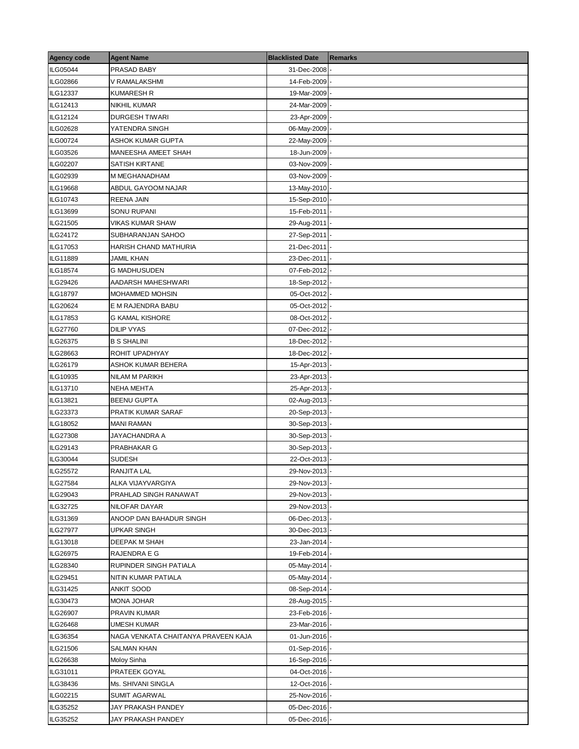| Agency code | Agent Name | Blacklisted Date | Remarks |
|---|---|---|---|
| ILG05044 | PRASAD BABY | 31-Dec-2008 | - |
| ILG02866 | V RAMALAKSHMI | 14-Feb-2009 | - |
| ILG12337 | KUMARESH R | 19-Mar-2009 | - |
| ILG12413 | NIKHIL KUMAR | 24-Mar-2009 | - |
| ILG12124 | DURGESH TIWARI | 23-Apr-2009 | - |
| ILG02628 | YATENDRA SINGH | 06-May-2009 | - |
| ILG00724 | ASHOK KUMAR GUPTA | 22-May-2009 | - |
| ILG03526 | MANEESHA AMEET SHAH | 18-Jun-2009 | - |
| ILG02207 | SATISH KIRTANE | 03-Nov-2009 | - |
| ILG02939 | M MEGHANADHAM | 03-Nov-2009 | - |
| ILG19668 | ABDUL GAYOOM NAJAR | 13-May-2010 | - |
| ILG10743 | REENA JAIN | 15-Sep-2010 | - |
| ILG13699 | SONU RUPANI | 15-Feb-2011 | - |
| ILG21505 | VIKAS KUMAR SHAW | 29-Aug-2011 | - |
| ILG24172 | SUBHARANJAN SAHOO | 27-Sep-2011 | - |
| ILG17053 | HARISH CHAND MATHURIA | 21-Dec-2011 | - |
| ILG11889 | JAMIL KHAN | 23-Dec-2011 | - |
| ILG18574 | G MADHUSUDEN | 07-Feb-2012 | - |
| ILG29426 | AADARSH MAHESHWARI | 18-Sep-2012 | - |
| ILG18797 | MOHAMMED MOHSIN | 05-Oct-2012 | - |
| ILG20624 | E M RAJENDRA BABU | 05-Oct-2012 | - |
| ILG17853 | G KAMAL KISHORE | 08-Oct-2012 | - |
| ILG27760 | DILIP VYAS | 07-Dec-2012 | - |
| ILG26375 | B S SHALINI | 18-Dec-2012 | - |
| ILG28663 | ROHIT UPADHYAY | 18-Dec-2012 | - |
| ILG26179 | ASHOK KUMAR BEHERA | 15-Apr-2013 | - |
| ILG10935 | NILAM M PARIKH | 23-Apr-2013 | - |
| ILG13710 | NEHA MEHTA | 25-Apr-2013 | - |
| ILG13821 | BEENU GUPTA | 02-Aug-2013 | - |
| ILG23373 | PRATIK KUMAR SARAF | 20-Sep-2013 | - |
| ILG18052 | MANI RAMAN | 30-Sep-2013 | - |
| ILG27308 | JAYACHANDRA A | 30-Sep-2013 | - |
| ILG29143 | PRABHAKAR G | 30-Sep-2013 | - |
| ILG30044 | SUDESH | 22-Oct-2013 | - |
| ILG25572 | RANJITA LAL | 29-Nov-2013 | - |
| ILG27584 | ALKA VIJAYVARGIYA | 29-Nov-2013 | - |
| ILG29043 | PRAHLAD SINGH RANAWAT | 29-Nov-2013 | - |
| ILG32725 | NILOFAR DAYAR | 29-Nov-2013 | - |
| ILG31369 | ANOOP DAN BAHADUR SINGH | 06-Dec-2013 | - |
| ILG27977 | UPKAR SINGH | 30-Dec-2013 | - |
| ILG13018 | DEEPAK M SHAH | 23-Jan-2014 | - |
| ILG26975 | RAJENDRA E G | 19-Feb-2014 | - |
| ILG28340 | RUPINDER SINGH PATIALA | 05-May-2014 | - |
| ILG29451 | NITIN KUMAR PATIALA | 05-May-2014 | - |
| ILG31425 | ANKIT SOOD | 08-Sep-2014 | - |
| ILG30473 | MONA JOHAR | 28-Aug-2015 | - |
| ILG26907 | PRAVIN KUMAR | 23-Feb-2016 | - |
| ILG26468 | UMESH KUMAR | 23-Mar-2016 | - |
| ILG36354 | NAGA VENKATA CHAITANYA PRAVEEN KAJA | 01-Jun-2016 | - |
| ILG21506 | SALMAN KHAN | 01-Sep-2016 | - |
| ILG26638 | Moloy Sinha | 16-Sep-2016 | - |
| ILG31011 | PRATEEK GOYAL | 04-Oct-2016 | - |
| ILG38436 | Ms. SHIVANI SINGLA | 12-Oct-2016 | - |
| ILG02215 | SUMIT AGARWAL | 25-Nov-2016 | - |
| ILG35252 | JAY PRAKASH PANDEY | 05-Dec-2016 | - |
| ILG35252 | JAY PRAKASH PANDEY | 05-Dec-2016 | - |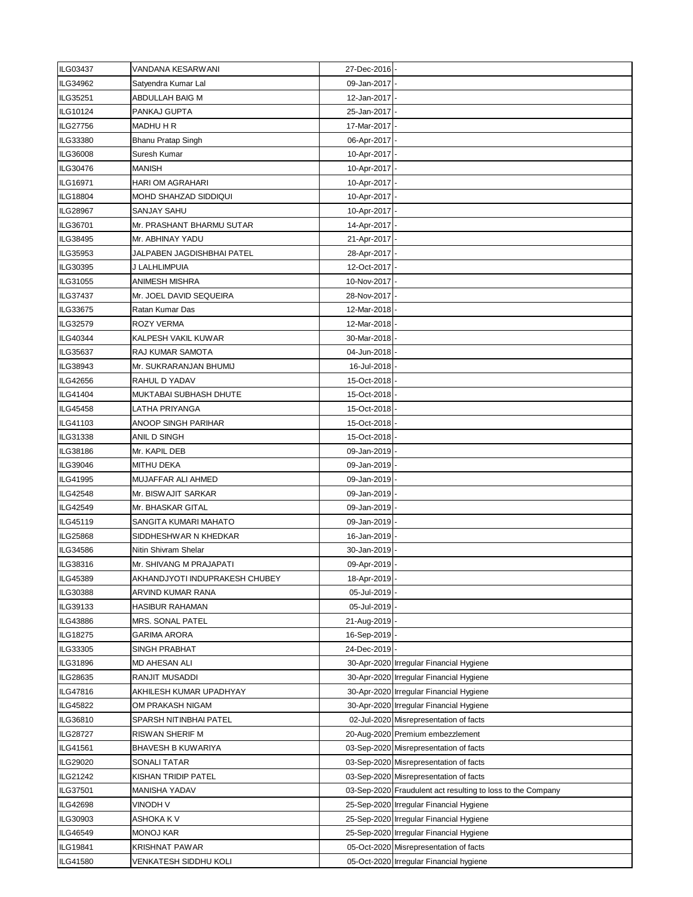| ILG03437 | VANDANA KESARWANI | 27-Dec-2016 | - |
|---|---|---|---|
| ILG34962 | Satyendra Kumar Lal | 09-Jan-2017 | - |
| ILG35251 | ABDULLAH BAIG M | 12-Jan-2017 | - |
| ILG10124 | PANKAJ GUPTA | 25-Jan-2017 | - |
| ILG27756 | MADHU H R | 17-Mar-2017 | - |
| ILG33380 | Bhanu Pratap Singh | 06-Apr-2017 | - |
| ILG36008 | Suresh Kumar | 10-Apr-2017 | - |
| ILG30476 | MANISH | 10-Apr-2017 | - |
| ILG16971 | HARI OM AGRAHARI | 10-Apr-2017 | - |
| ILG18804 | MOHD SHAHZAD SIDDIQUI | 10-Apr-2017 | - |
| ILG28967 | SANJAY SAHU | 10-Apr-2017 | - |
| ILG36701 | Mr. PRASHANT BHARMU SUTAR | 14-Apr-2017 | - |
| ILG38495 | Mr. ABHINAY YADU | 21-Apr-2017 | - |
| ILG35953 | JALPABEN JAGDISHBHAI PATEL | 28-Apr-2017 | - |
| ILG30395 | J LALHLIMPUIA | 12-Oct-2017 | - |
| ILG31055 | ANIMESH MISHRA | 10-Nov-2017 | - |
| ILG37437 | Mr. JOEL DAVID SEQUEIRA | 28-Nov-2017 | - |
| ILG33675 | Ratan Kumar Das | 12-Mar-2018 | - |
| ILG32579 | ROZY VERMA | 12-Mar-2018 | - |
| ILG40344 | KALPESH VAKIL KUWAR | 30-Mar-2018 | - |
| ILG35637 | RAJ KUMAR SAMOTA | 04-Jun-2018 | - |
| ILG38943 | Mr. SUKRARANJAN BHUMIJ | 16-Jul-2018 | - |
| ILG42656 | RAHUL D YADAV | 15-Oct-2018 | - |
| ILG41404 | MUKTABAI SUBHASH DHUTE | 15-Oct-2018 | - |
| ILG45458 | LATHA PRIYANGA | 15-Oct-2018 | - |
| ILG41103 | ANOOP SINGH PARIHAR | 15-Oct-2018 | - |
| ILG31338 | ANIL D SINGH | 15-Oct-2018 | - |
| ILG38186 | Mr. KAPIL DEB | 09-Jan-2019 | - |
| ILG39046 | MITHU DEKA | 09-Jan-2019 | - |
| ILG41995 | MUJAFFAR ALI AHMED | 09-Jan-2019 | - |
| ILG42548 | Mr. BISWAJIT SARKAR | 09-Jan-2019 | - |
| ILG42549 | Mr. BHASKAR GITAL | 09-Jan-2019 | - |
| ILG45119 | SANGITA KUMARI MAHATO | 09-Jan-2019 | - |
| ILG25868 | SIDDHESHWAR N KHEDKAR | 16-Jan-2019 | - |
| ILG34586 | Nitin Shivram Shelar | 30-Jan-2019 | - |
| ILG38316 | Mr. SHIVANG M PRAJAPATI | 09-Apr-2019 | - |
| ILG45389 | AKHANDJYOTI INDUPRAKESH CHUBEY | 18-Apr-2019 | - |
| ILG30388 | ARVIND KUMAR RANA | 05-Jul-2019 | - |
| ILG39133 | HASIBUR RAHAMAN | 05-Jul-2019 | - |
| ILG43886 | MRS. SONAL PATEL | 21-Aug-2019 | - |
| ILG18275 | GARIMA ARORA | 16-Sep-2019 | - |
| ILG33305 | SINGH PRABHAT | 24-Dec-2019 | - |
| ILG31896 | MD AHESAN ALI | 30-Apr-2020 | Irregular Financial Hygiene |
| ILG28635 | RANJIT MUSADDI | 30-Apr-2020 | Irregular Financial Hygiene |
| ILG47816 | AKHILESH KUMAR UPADHYAY | 30-Apr-2020 | Irregular Financial Hygiene |
| ILG45822 | OM PRAKASH NIGAM | 30-Apr-2020 | Irregular Financial Hygiene |
| ILG36810 | SPARSH NITINBHAI PATEL | 02-Jul-2020 | Misrepresentation of facts |
| ILG28727 | RISWAN SHERIF M | 20-Aug-2020 | Premium embezzlement |
| ILG41561 | BHAVESH B KUWARIYA | 03-Sep-2020 | Misrepresentation of facts |
| ILG29020 | SONALI TATAR | 03-Sep-2020 | Misrepresentation of facts |
| ILG21242 | KISHAN TRIDIP PATEL | 03-Sep-2020 | Misrepresentation of facts |
| ILG37501 | MANISHA YADAV | 03-Sep-2020 | Fraudulent act resulting to loss to the Company |
| ILG42698 | VINODH V | 25-Sep-2020 | Irregular Financial Hygiene |
| ILG30903 | ASHOKA K V | 25-Sep-2020 | Irregular Financial Hygiene |
| ILG46549 | MONOJ KAR | 25-Sep-2020 | Irregular Financial Hygiene |
| ILG19841 | KRISHNAT PAWAR | 05-Oct-2020 | Misrepresentation of facts |
| ILG41580 | VENKATESH SIDDHU KOLI | 05-Oct-2020 | Irregular Financial hygiene |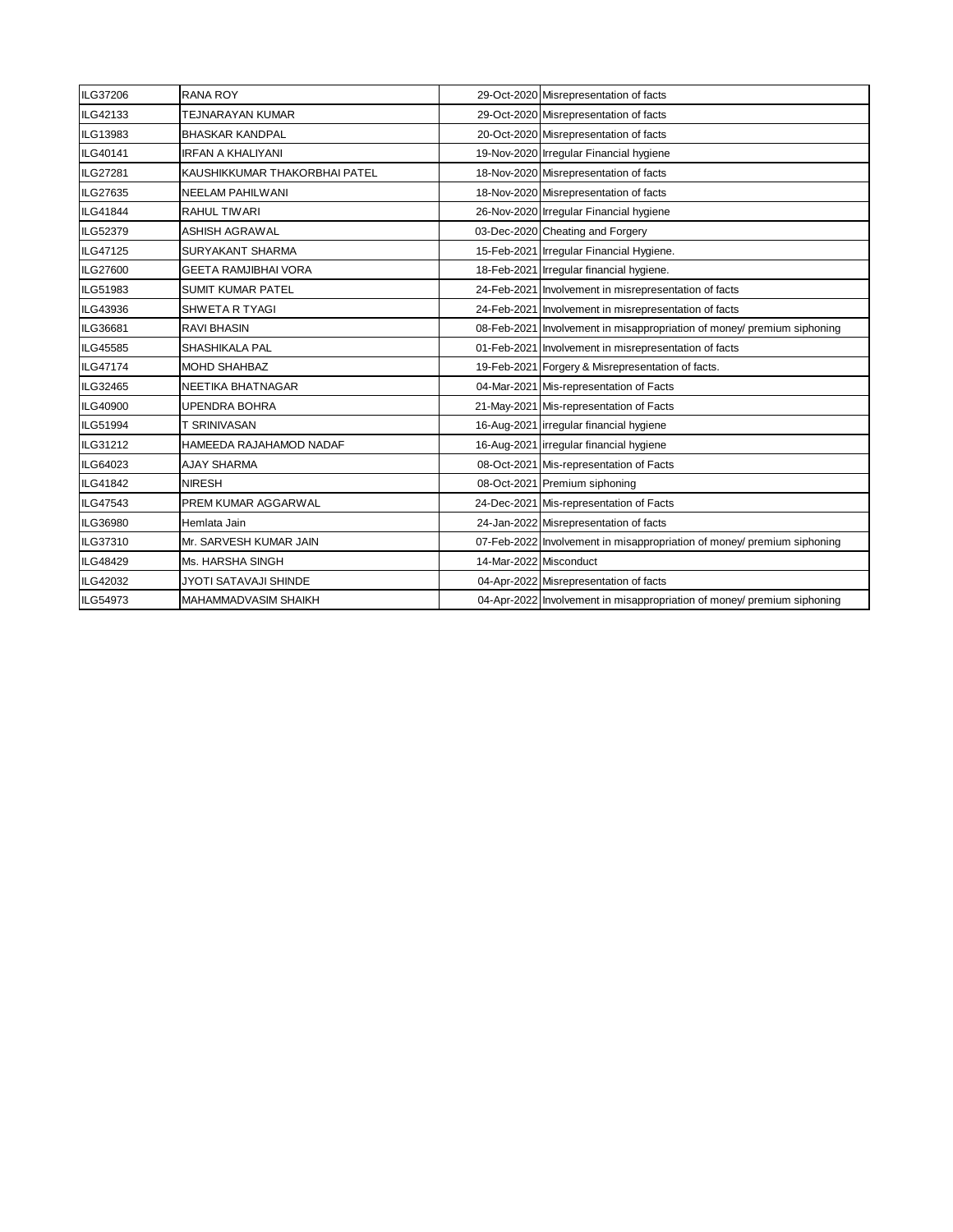| | | | |
|---|---|---|---|
| ILG37206 | RANA ROY | 29-Oct-2020 | Misrepresentation of facts |
| ILG42133 | TEJNARAYAN KUMAR | 29-Oct-2020 | Misrepresentation of facts |
| ILG13983 | BHASKAR KANDPAL | 20-Oct-2020 | Misrepresentation of facts |
| ILG40141 | IRFAN A KHALIYANI | 19-Nov-2020 | Irregular Financial hygiene |
| ILG27281 | KAUSHIKKUMAR THAKORBHAI PATEL | 18-Nov-2020 | Misrepresentation of facts |
| ILG27635 | NEELAM PAHILWANI | 18-Nov-2020 | Misrepresentation of facts |
| ILG41844 | RAHUL TIWARI | 26-Nov-2020 | Irregular Financial hygiene |
| ILG52379 | ASHISH AGRAWAL | 03-Dec-2020 | Cheating and Forgery |
| ILG47125 | SURYAKANT SHARMA | 15-Feb-2021 | Irregular Financial Hygiene. |
| ILG27600 | GEETA RAMJIBHAI VORA | 18-Feb-2021 | Irregular financial hygiene. |
| ILG51983 | SUMIT KUMAR PATEL | 24-Feb-2021 | Involvement in misrepresentation of facts |
| ILG43936 | SHWETA R TYAGI | 24-Feb-2021 | Involvement in misrepresentation of facts |
| ILG36681 | RAVI BHASIN | 08-Feb-2021 | Involvement in misappropriation of money/ premium siphoning |
| ILG45585 | SHASHIKALA PAL | 01-Feb-2021 | Involvement in misrepresentation of facts |
| ILG47174 | MOHD SHAHBAZ | 19-Feb-2021 | Forgery & Misrepresentation of facts. |
| ILG32465 | NEETIKA BHATNAGAR | 04-Mar-2021 | Mis-representation of Facts |
| ILG40900 | UPENDRA BOHRA | 21-May-2021 | Mis-representation of Facts |
| ILG51994 | T SRINIVASAN | 16-Aug-2021 | irregular financial hygiene |
| ILG31212 | HAMEEDA RAJAHAMOD NADAF | 16-Aug-2021 | irregular financial hygiene |
| ILG64023 | AJAY SHARMA | 08-Oct-2021 | Mis-representation of Facts |
| ILG41842 | NIRESH | 08-Oct-2021 | Premium siphoning |
| ILG47543 | PREM KUMAR AGGARWAL | 24-Dec-2021 | Mis-representation of Facts |
| ILG36980 | Hemlata Jain | 24-Jan-2022 | Misrepresentation of facts |
| ILG37310 | Mr. SARVESH KUMAR JAIN | 07-Feb-2022 | Involvement in misappropriation of money/ premium siphoning |
| ILG48429 | Ms. HARSHA SINGH | 14-Mar-2022 | Misconduct |
| ILG42032 | JYOTI SATAVAJI SHINDE | 04-Apr-2022 | Misrepresentation of facts |
| ILG54973 | MAHAMMADVASIM SHAIKH | 04-Apr-2022 | Involvement in misappropriation of money/ premium siphoning |